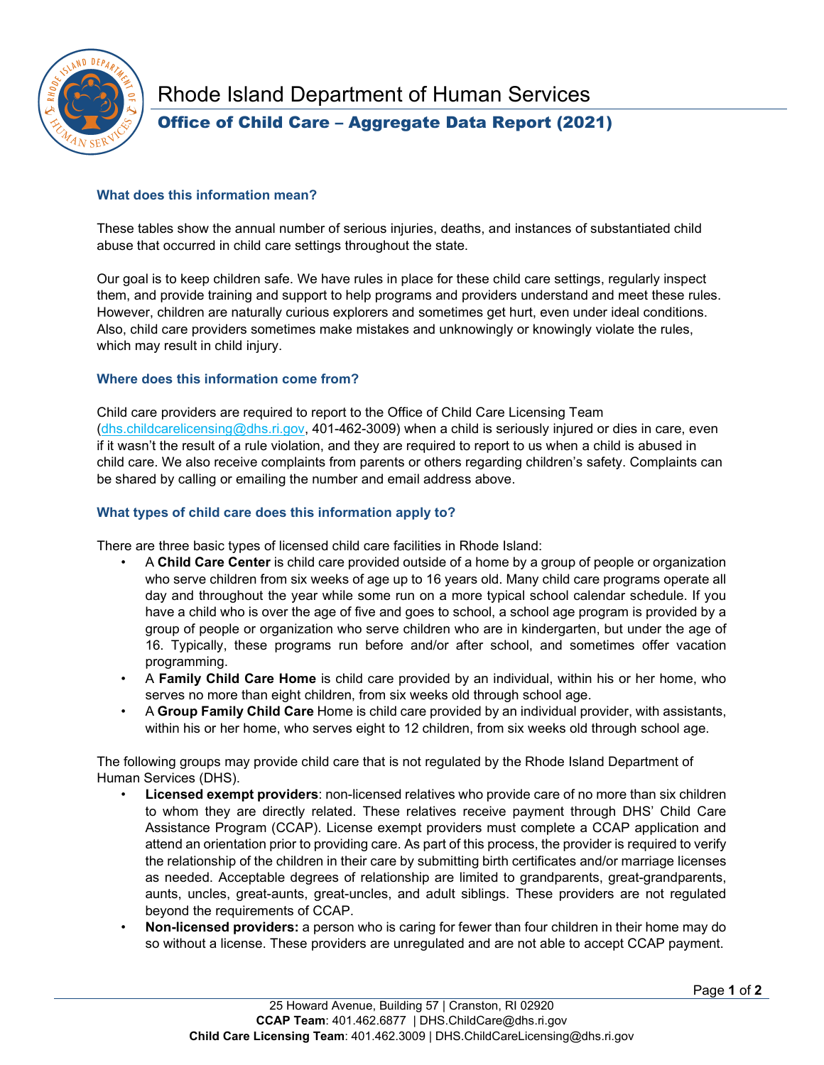# Rhode Island Department of Human Services

## Office of Child Care – Aggregate Data Report (2021)

### What does this information mean?

These tables show the annual number of serious injuries, deaths, and instances of substantiated child abuse that occurred in child care settings throughout the state.

Our goal is to keep children safe. We have rules in place for these child care settings, regularly inspect them, and provide training and support to help programs and providers understand and meet these rules. However, children are naturally curious explorers and sometimes get hurt, even under ideal conditions. Also, child care providers sometimes make mistakes and unknowingly or knowingly violate the rules, which may result in child injury.

### Where does this information come from?

Child care providers are required to report to the Office of Child Care Licensing Team (dhs.childcarelicensing@dhs.ri.gov, 401-462-3009) when a child is seriously injured or dies in care, even if it wasn't the result of a rule violation, and they are required to report to us when a child is abused in child care. We also receive complaints from parents or others regarding children's safety. Complaints can be shared by calling or emailing the number and email address above.

### What types of child care does this information apply to?

There are three basic types of licensed child care facilities in Rhode Island:

- A **Child Care Center** is child care provided outside of a home by a group of people or organization who serve children from six weeks of age up to 16 years old. Many child care programs operate all day and throughout the year while some run on a more typical school calendar schedule. If you have a child who is over the age of five and goes to school, a school age program is provided by a group of people or organization who serve children who are in kindergarten, but under the age of 16. Typically, these programs run before and/or after school, and sometimes offer vacation programming.
- A **Family Child Care Home** is child care provided by an individual, within his or her home, who serves no more than eight children, from six weeks old through school age.
- A **Group Family Child Care** Home is child care provided by an individual provider, with assistants, within his or her home, who serves eight to 12 children, from six weeks old through school age.

The following groups may provide child care that is not regulated by the Rhode Island Department of Human Services (DHS).

- **Licensed exempt providers**: non-licensed relatives who provide care of no more than six children to whom they are directly related. These relatives receive payment through DHS' Child Care Assistance Program (CCAP). License exempt providers must complete a CCAP application and attend an orientation prior to providing care. As part of this process, the provider is required to verify the relationship of the children in their care by submitting birth certificates and/or marriage licenses as needed. Acceptable degrees of relationship are limited to grandparents, great-grandparents, aunts, uncles, great-aunts, great-uncles, and adult siblings. These providers are not regulated beyond the requirements of CCAP.
- **Non-licensed providers:** a person who is caring for fewer than four children in their home may do so without a license. These providers are unregulated and are not able to accept CCAP payment.

25 Howard Avenue, Building 57 | Cranston, RI 02920
**CCAP Team**: 401.462.6877 | DHS.ChildCare@dhs.ri.gov
**Child Care Licensing Team**: 401.462.3009 | DHS.ChildCareLicensing@dhs.ri.gov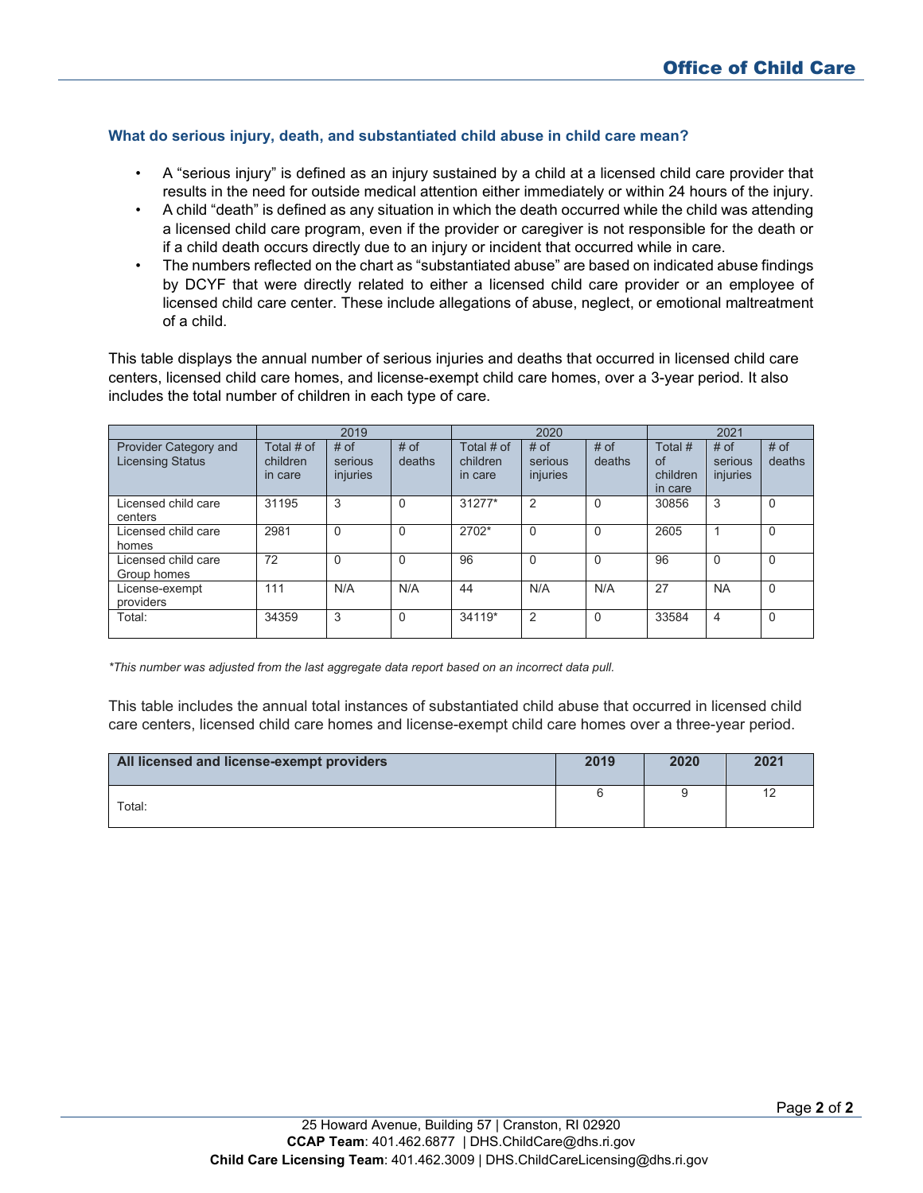### What do serious injury, death, and substantiated child abuse in child care mean?

- A "serious injury" is defined as an injury sustained by a child at a licensed child care provider that results in the need for outside medical attention either immediately or within 24 hours of the injury.
- A child "death" is defined as any situation in which the death occurred while the child was attending a licensed child care program, even if the provider or caregiver is not responsible for the death or if a child death occurs directly due to an injury or incident that occurred while in care.
- The numbers reflected on the chart as "substantiated abuse" are based on indicated abuse findings by DCYF that were directly related to either a licensed child care provider or an employee of licensed child care center. These include allegations of abuse, neglect, or emotional maltreatment of a child.

This table displays the annual number of serious injuries and deaths that occurred in licensed child care centers, licensed child care homes, and license-exempt child care homes, over a 3-year period. It also includes the total number of children in each type of care.

| | 2019 | | | 2020 | | | 2021 | | |
|---|---|---|---|---|---|---|---|---|---|
| Provider Category and Licensing Status | Total # of children in care | # of serious injuries | # of deaths | Total # of children in care | # of serious injuries | # of deaths | Total # of children in care | # of serious injuries | # of deaths |
| Licensed child care centers | 31195 | 3 | 0 | 31277* | 2 | 0 | 30856 | 3 | 0 |
| Licensed child care homes | 2981 | 0 | 0 | 2702* | 0 | 0 | 2605 | 1 | 0 |
| Licensed child care Group homes | 72 | 0 | 0 | 96 | 0 | 0 | 96 | 0 | 0 |
| License-exempt providers | 111 | N/A | N/A | 44 | N/A | N/A | 27 | NA | 0 |
| Total: | 34359 | 3 | 0 | 34119* | 2 | 0 | 33584 | 4 | 0 |

*\*This number was adjusted from the last aggregate data report based on an incorrect data pull.*

This table includes the annual total instances of substantiated child abuse that occurred in licensed child care centers, licensed child care homes and license-exempt child care homes over a three-year period.

| All licensed and license-exempt providers | 2019 | 2020 | 2021 |
|---|---|---|---|
| Total: | 6 | 9 | 12 |

25 Howard Avenue, Building 57 | Cranston, RI 02920
**CCAP Team**: 401.462.6877 | DHS.ChildCare@dhs.ri.gov
**Child Care Licensing Team**: 401.462.3009 | DHS.ChildCareLicensing@dhs.ri.gov